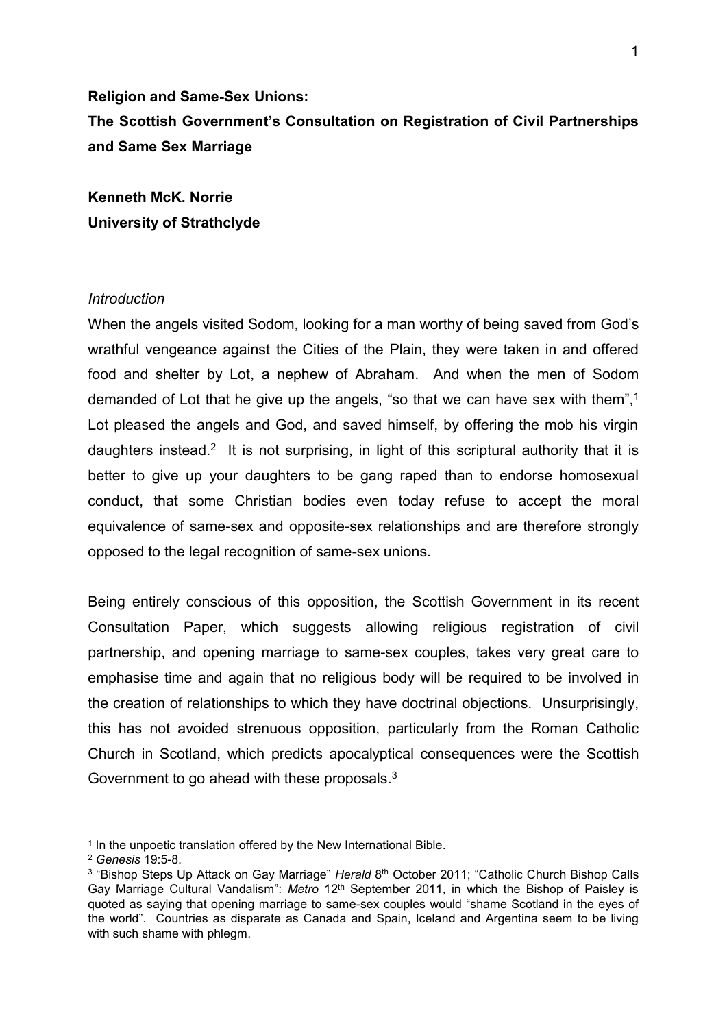**Religion and Same-Sex Unions:**

**The Scottish Government's Consultation on Registration of Civil Partnerships and Same Sex Marriage**

**Kenneth McK. Norrie**
**University of Strathclyde**

*Introduction*

When the angels visited Sodom, looking for a man worthy of being saved from God's wrathful vengeance against the Cities of the Plain, they were taken in and offered food and shelter by Lot, a nephew of Abraham. And when the men of Sodom demanded of Lot that he give up the angels, "so that we can have sex with them",[1] Lot pleased the angels and God, and saved himself, by offering the mob his virgin daughters instead.[2] It is not surprising, in light of this scriptural authority that it is better to give up your daughters to be gang raped than to endorse homosexual conduct, that some Christian bodies even today refuse to accept the moral equivalence of same-sex and opposite-sex relationships and are therefore strongly opposed to the legal recognition of same-sex unions.

Being entirely conscious of this opposition, the Scottish Government in its recent Consultation Paper, which suggests allowing religious registration of civil partnership, and opening marriage to same-sex couples, takes very great care to emphasise time and again that no religious body will be required to be involved in the creation of relationships to which they have doctrinal objections. Unsurprisingly, this has not avoided strenuous opposition, particularly from the Roman Catholic Church in Scotland, which predicts apocalyptical consequences were the Scottish Government to go ahead with these proposals.[3]

---

[1] In the unpoetic translation offered by the New International Bible.

[2] *Genesis* 19:5-8.

[3] "Bishop Steps Up Attack on Gay Marriage" *Herald* 8th October 2011; "Catholic Church Bishop Calls Gay Marriage Cultural Vandalism": *Metro* 12th September 2011, in which the Bishop of Paisley is quoted as saying that opening marriage to same-sex couples would "shame Scotland in the eyes of the world". Countries as disparate as Canada and Spain, Iceland and Argentina seem to be living with such shame with phlegm.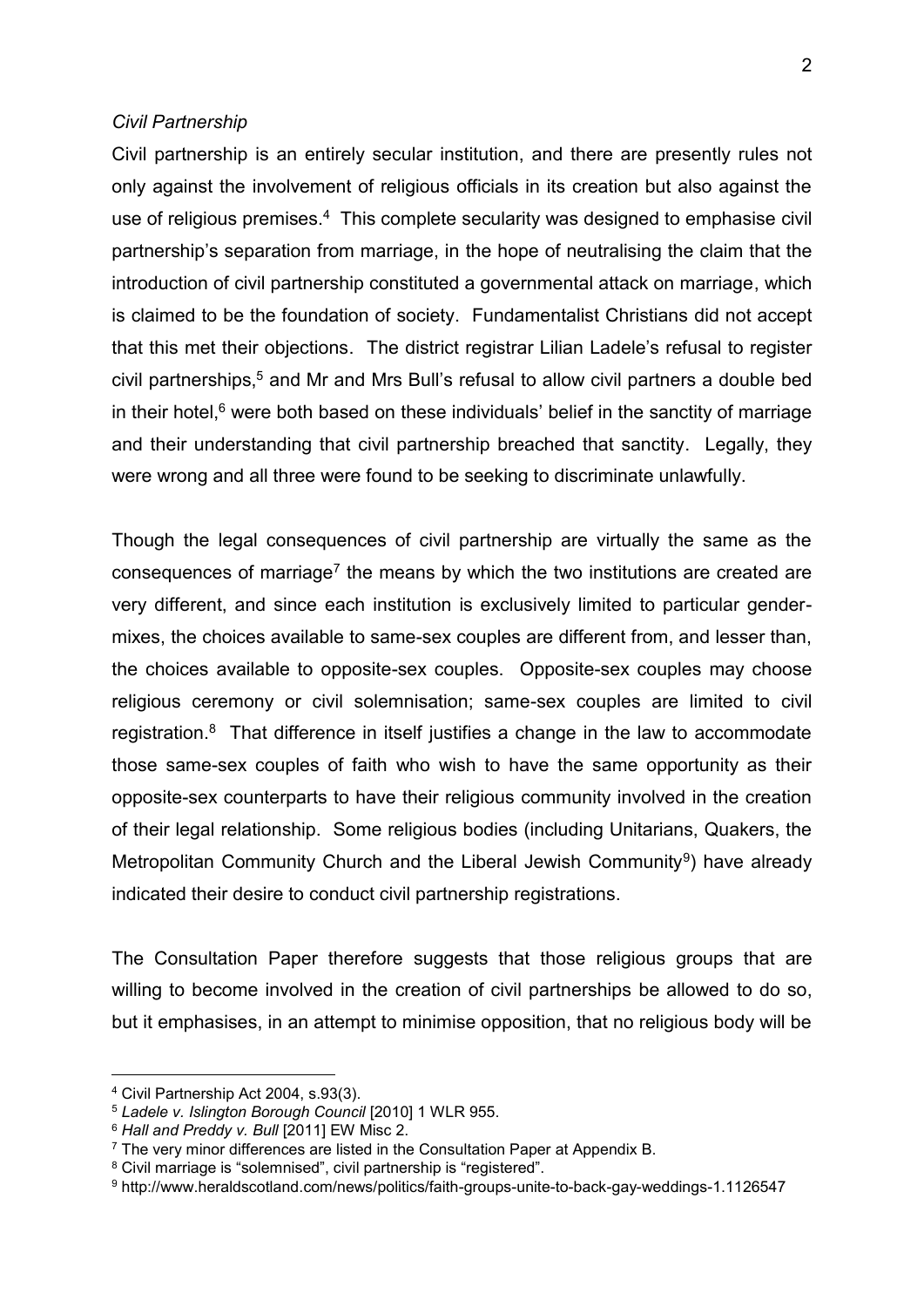*Civil Partnership*

Civil partnership is an entirely secular institution, and there are presently rules not only against the involvement of religious officials in its creation but also against the use of religious premises.[4] This complete secularity was designed to emphasise civil partnership's separation from marriage, in the hope of neutralising the claim that the introduction of civil partnership constituted a governmental attack on marriage, which is claimed to be the foundation of society. Fundamentalist Christians did not accept that this met their objections. The district registrar Lilian Ladele's refusal to register civil partnerships,[5] and Mr and Mrs Bull's refusal to allow civil partners a double bed in their hotel,[6] were both based on these individuals' belief in the sanctity of marriage and their understanding that civil partnership breached that sanctity. Legally, they were wrong and all three were found to be seeking to discriminate unlawfully.

Though the legal consequences of civil partnership are virtually the same as the consequences of marriage[7] the means by which the two institutions are created are very different, and since each institution is exclusively limited to particular gender-mixes, the choices available to same-sex couples are different from, and lesser than, the choices available to opposite-sex couples. Opposite-sex couples may choose religious ceremony or civil solemnisation; same-sex couples are limited to civil registration.[8] That difference in itself justifies a change in the law to accommodate those same-sex couples of faith who wish to have the same opportunity as their opposite-sex counterparts to have their religious community involved in the creation of their legal relationship. Some religious bodies (including Unitarians, Quakers, the Metropolitan Community Church and the Liberal Jewish Community[9]) have already indicated their desire to conduct civil partnership registrations.

The Consultation Paper therefore suggests that those religious groups that are willing to become involved in the creation of civil partnerships be allowed to do so, but it emphasises, in an attempt to minimise opposition, that no religious body will be

---

[4] Civil Partnership Act 2004, s.93(3).

[5] *Ladele v. Islington Borough Council* [2010] 1 WLR 955.

[6] *Hall and Preddy v. Bull* [2011] EW Misc 2.

[7] The very minor differences are listed in the Consultation Paper at Appendix B.

[8] Civil marriage is "solemnised", civil partnership is "registered".

[9] http://www.heraldscotland.com/news/politics/faith-groups-unite-to-back-gay-weddings-1.1126547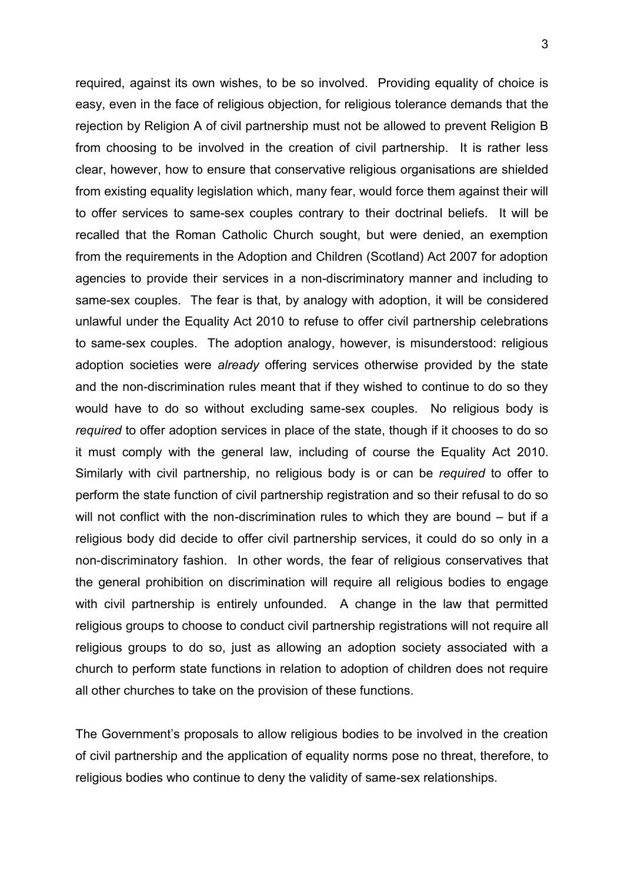required, against its own wishes, to be so involved. Providing equality of choice is easy, even in the face of religious objection, for religious tolerance demands that the rejection by Religion A of civil partnership must not be allowed to prevent Religion B from choosing to be involved in the creation of civil partnership. It is rather less clear, however, how to ensure that conservative religious organisations are shielded from existing equality legislation which, many fear, would force them against their will to offer services to same-sex couples contrary to their doctrinal beliefs. It will be recalled that the Roman Catholic Church sought, but were denied, an exemption from the requirements in the Adoption and Children (Scotland) Act 2007 for adoption agencies to provide their services in a non-discriminatory manner and including to same-sex couples. The fear is that, by analogy with adoption, it will be considered unlawful under the Equality Act 2010 to refuse to offer civil partnership celebrations to same-sex couples. The adoption analogy, however, is misunderstood: religious adoption societies were *already* offering services otherwise provided by the state and the non-discrimination rules meant that if they wished to continue to do so they would have to do so without excluding same-sex couples. No religious body is *required* to offer adoption services in place of the state, though if it chooses to do so it must comply with the general law, including of course the Equality Act 2010. Similarly with civil partnership, no religious body is or can be *required* to offer to perform the state function of civil partnership registration and so their refusal to do so will not conflict with the non-discrimination rules to which they are bound – but if a religious body did decide to offer civil partnership services, it could do so only in a non-discriminatory fashion. In other words, the fear of religious conservatives that the general prohibition on discrimination will require all religious bodies to engage with civil partnership is entirely unfounded. A change in the law that permitted religious groups to choose to conduct civil partnership registrations will not require all religious groups to do so, just as allowing an adoption society associated with a church to perform state functions in relation to adoption of children does not require all other churches to take on the provision of these functions.

The Government's proposals to allow religious bodies to be involved in the creation of civil partnership and the application of equality norms pose no threat, therefore, to religious bodies who continue to deny the validity of same-sex relationships.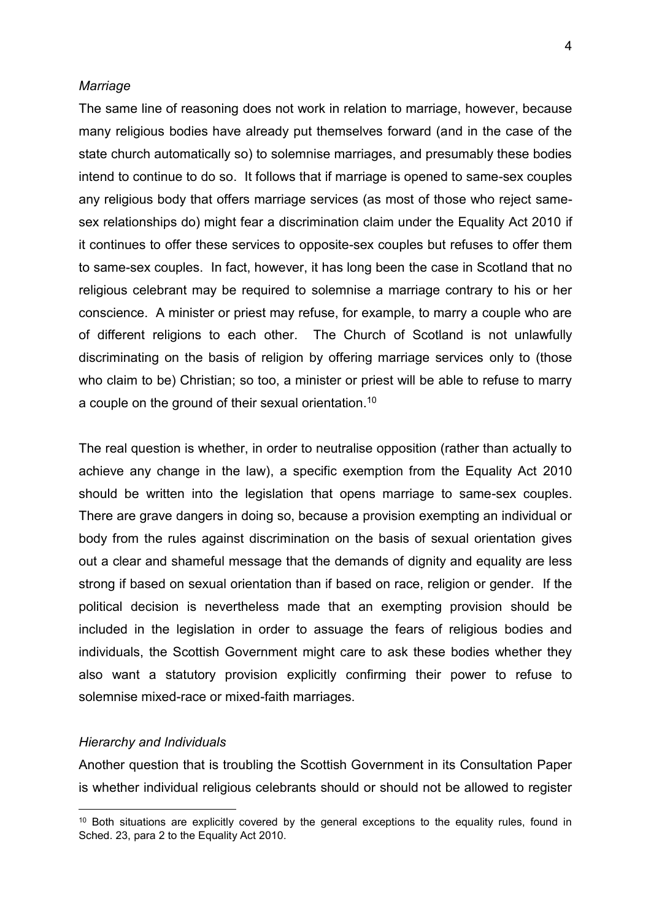*Marriage*

The same line of reasoning does not work in relation to marriage, however, because many religious bodies have already put themselves forward (and in the case of the state church automatically so) to solemnise marriages, and presumably these bodies intend to continue to do so. It follows that if marriage is opened to same-sex couples any religious body that offers marriage services (as most of those who reject same-sex relationships do) might fear a discrimination claim under the Equality Act 2010 if it continues to offer these services to opposite-sex couples but refuses to offer them to same-sex couples. In fact, however, it has long been the case in Scotland that no religious celebrant may be required to solemnise a marriage contrary to his or her conscience. A minister or priest may refuse, for example, to marry a couple who are of different religions to each other. The Church of Scotland is not unlawfully discriminating on the basis of religion by offering marriage services only to (those who claim to be) Christian; so too, a minister or priest will be able to refuse to marry a couple on the ground of their sexual orientation.[10]

The real question is whether, in order to neutralise opposition (rather than actually to achieve any change in the law), a specific exemption from the Equality Act 2010 should be written into the legislation that opens marriage to same-sex couples. There are grave dangers in doing so, because a provision exempting an individual or body from the rules against discrimination on the basis of sexual orientation gives out a clear and shameful message that the demands of dignity and equality are less strong if based on sexual orientation than if based on race, religion or gender. If the political decision is nevertheless made that an exempting provision should be included in the legislation in order to assuage the fears of religious bodies and individuals, the Scottish Government might care to ask these bodies whether they also want a statutory provision explicitly confirming their power to refuse to solemnise mixed-race or mixed-faith marriages.

*Hierarchy and Individuals*

Another question that is troubling the Scottish Government in its Consultation Paper is whether individual religious celebrants should or should not be allowed to register

[10] Both situations are explicitly covered by the general exceptions to the equality rules, found in Sched. 23, para 2 to the Equality Act 2010.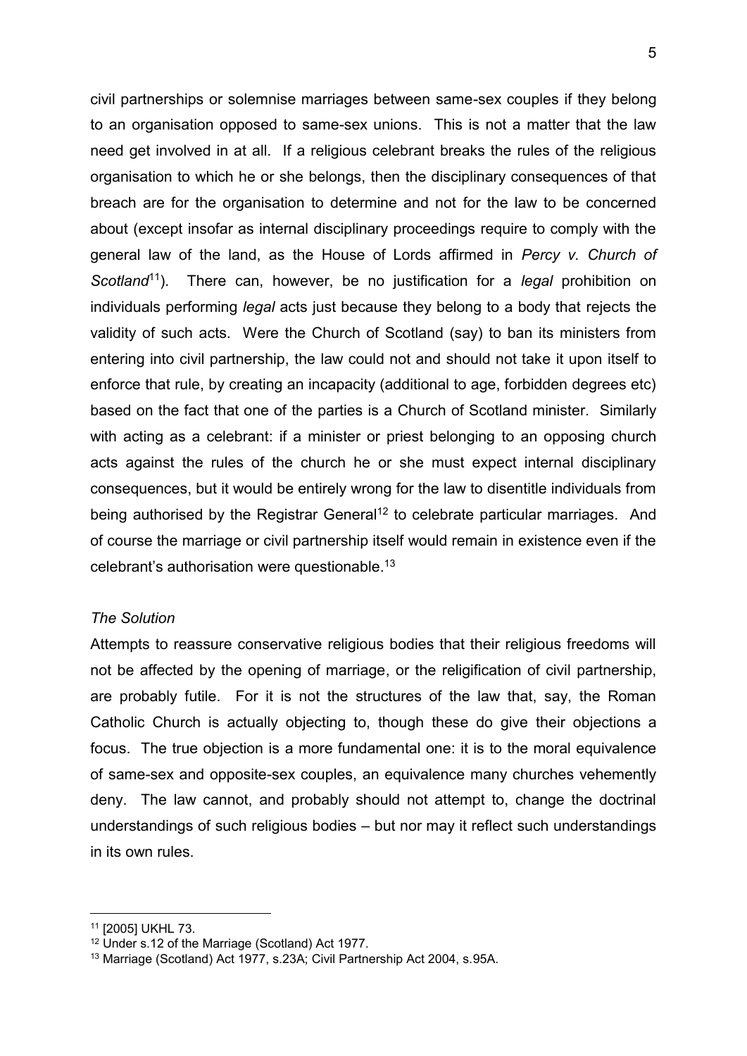civil partnerships or solemnise marriages between same-sex couples if they belong to an organisation opposed to same-sex unions. This is not a matter that the law need get involved in at all. If a religious celebrant breaks the rules of the religious organisation to which he or she belongs, then the disciplinary consequences of that breach are for the organisation to determine and not for the law to be concerned about (except insofar as internal disciplinary proceedings require to comply with the general law of the land, as the House of Lords affirmed in *Percy v. Church of Scotland*[11]). There can, however, be no justification for a *legal* prohibition on individuals performing *legal* acts just because they belong to a body that rejects the validity of such acts. Were the Church of Scotland (say) to ban its ministers from entering into civil partnership, the law could not and should not take it upon itself to enforce that rule, by creating an incapacity (additional to age, forbidden degrees etc) based on the fact that one of the parties is a Church of Scotland minister. Similarly with acting as a celebrant: if a minister or priest belonging to an opposing church acts against the rules of the church he or she must expect internal disciplinary consequences, but it would be entirely wrong for the law to disentitle individuals from being authorised by the Registrar General[12] to celebrate particular marriages. And of course the marriage or civil partnership itself would remain in existence even if the celebrant's authorisation were questionable.[13]

*The Solution*

Attempts to reassure conservative religious bodies that their religious freedoms will not be affected by the opening of marriage, or the religification of civil partnership, are probably futile. For it is not the structures of the law that, say, the Roman Catholic Church is actually objecting to, though these do give their objections a focus. The true objection is a more fundamental one: it is to the moral equivalence of same-sex and opposite-sex couples, an equivalence many churches vehemently deny. The law cannot, and probably should not attempt to, change the doctrinal understandings of such religious bodies – but nor may it reflect such understandings in its own rules.

---

[11] [2005] UKHL 73.

[12] Under s.12 of the Marriage (Scotland) Act 1977.

[13] Marriage (Scotland) Act 1977, s.23A; Civil Partnership Act 2004, s.95A.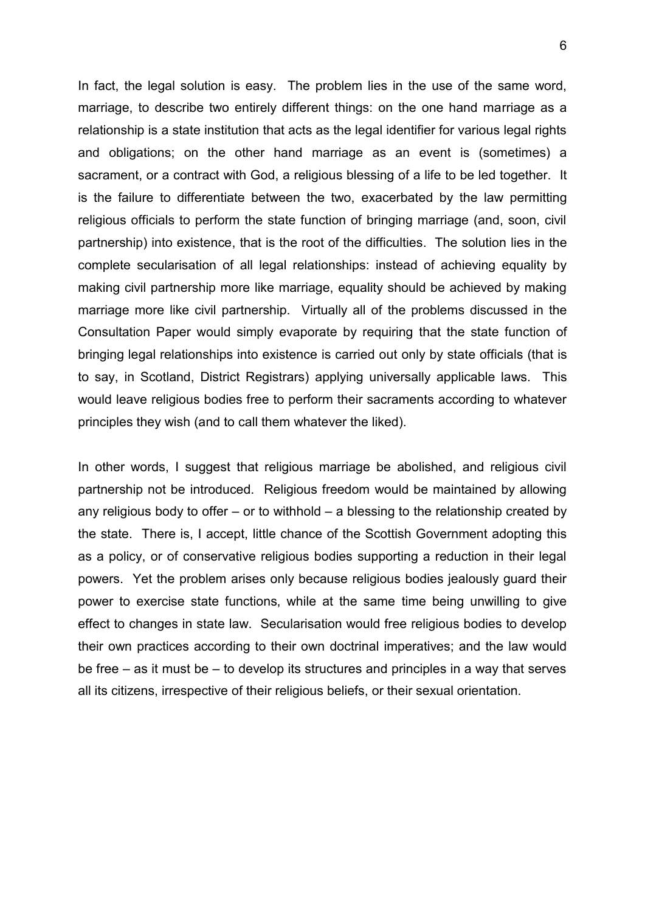In fact, the legal solution is easy. The problem lies in the use of the same word, marriage, to describe two entirely different things: on the one hand marriage as a relationship is a state institution that acts as the legal identifier for various legal rights and obligations; on the other hand marriage as an event is (sometimes) a sacrament, or a contract with God, a religious blessing of a life to be led together. It is the failure to differentiate between the two, exacerbated by the law permitting religious officials to perform the state function of bringing marriage (and, soon, civil partnership) into existence, that is the root of the difficulties. The solution lies in the complete secularisation of all legal relationships: instead of achieving equality by making civil partnership more like marriage, equality should be achieved by making marriage more like civil partnership. Virtually all of the problems discussed in the Consultation Paper would simply evaporate by requiring that the state function of bringing legal relationships into existence is carried out only by state officials (that is to say, in Scotland, District Registrars) applying universally applicable laws. This would leave religious bodies free to perform their sacraments according to whatever principles they wish (and to call them whatever the liked).

In other words, I suggest that religious marriage be abolished, and religious civil partnership not be introduced. Religious freedom would be maintained by allowing any religious body to offer – or to withhold – a blessing to the relationship created by the state. There is, I accept, little chance of the Scottish Government adopting this as a policy, or of conservative religious bodies supporting a reduction in their legal powers. Yet the problem arises only because religious bodies jealously guard their power to exercise state functions, while at the same time being unwilling to give effect to changes in state law. Secularisation would free religious bodies to develop their own practices according to their own doctrinal imperatives; and the law would be free – as it must be – to develop its structures and principles in a way that serves all its citizens, irrespective of their religious beliefs, or their sexual orientation.